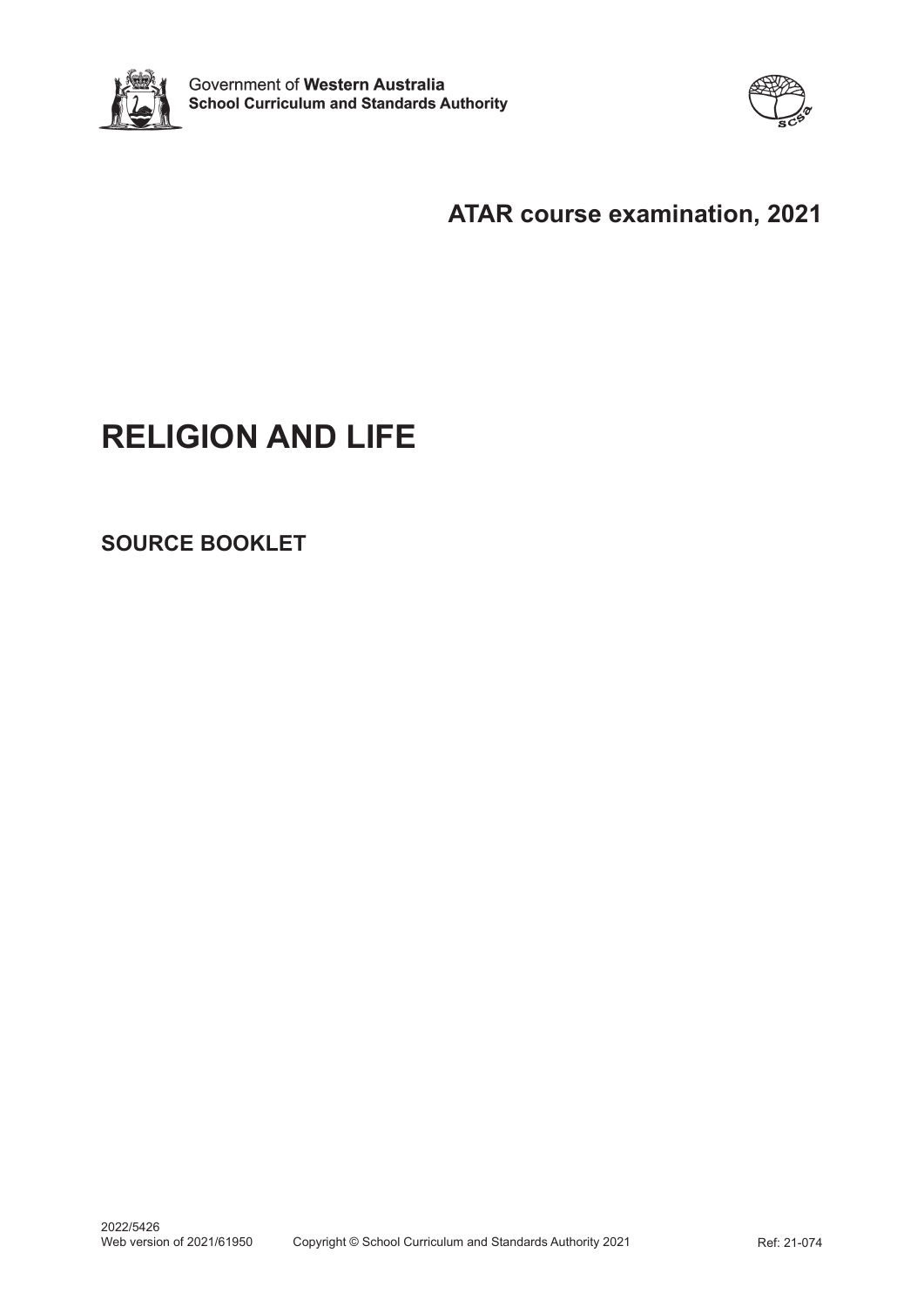Government of **Western Australia**
**School Curriculum and Standards Authority**

## ATAR course examination, 2021

# RELIGION AND LIFE

## SOURCE BOOKLET

2022/5426
Web version of 2021/61950 Copyright © School Curriculum and Standards Authority 2021 Ref: 21-074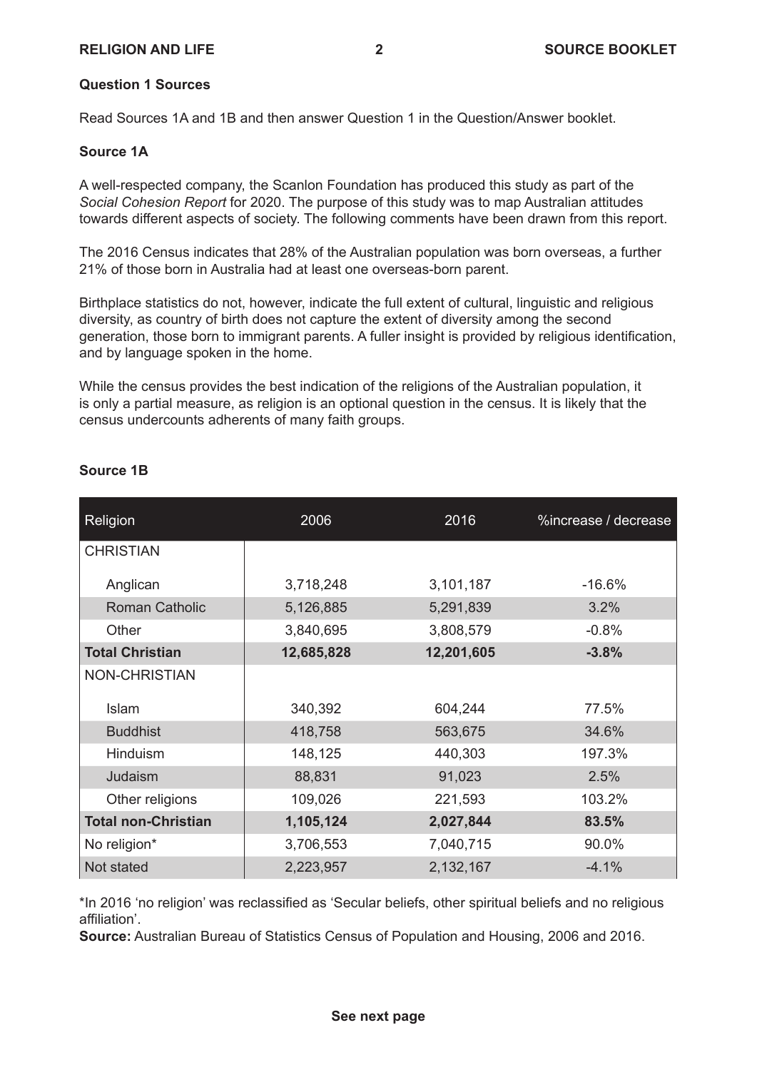**Question 1 Sources**

Read Sources 1A and 1B and then answer Question 1 in the Question/Answer booklet.

**Source 1A**

A well-respected company, the Scanlon Foundation has produced this study as part of the *Social Cohesion Report* for 2020. The purpose of this study was to map Australian attitudes towards different aspects of society. The following comments have been drawn from this report.

The 2016 Census indicates that 28% of the Australian population was born overseas, a further 21% of those born in Australia had at least one overseas-born parent.

Birthplace statistics do not, however, indicate the full extent of cultural, linguistic and religious diversity, as country of birth does not capture the extent of diversity among the second generation, those born to immigrant parents. A fuller insight is provided by religious identification, and by language spoken in the home.

While the census provides the best indication of the religions of the Australian population, it is only a partial measure, as religion is an optional question in the census. It is likely that the census undercounts adherents of many faith groups.

**Source 1B**

| Religion | 2006 | 2016 | %increase / decrease |
|---|---|---|---|
| CHRISTIAN | | | |
| Anglican | 3,718,248 | 3,101,187 | -16.6% |
| Roman Catholic | 5,126,885 | 5,291,839 | 3.2% |
| Other | 3,840,695 | 3,808,579 | -0.8% |
| **Total Christian** | **12,685,828** | **12,201,605** | **-3.8%** |
| NON-CHRISTIAN | | | |
| Islam | 340,392 | 604,244 | 77.5% |
| Buddhist | 418,758 | 563,675 | 34.6% |
| Hinduism | 148,125 | 440,303 | 197.3% |
| Judaism | 88,831 | 91,023 | 2.5% |
| Other religions | 109,026 | 221,593 | 103.2% |
| **Total non-Christian** | **1,105,124** | **2,027,844** | **83.5%** |
| No religion* | 3,706,553 | 7,040,715 | 90.0% |
| Not stated | 2,223,957 | 2,132,167 | -4.1% |

*In 2016 'no religion' was reclassified as 'Secular beliefs, other spiritual beliefs and no religious affiliation'.

**Source:** Australian Bureau of Statistics Census of Population and Housing, 2006 and 2016.

**See next page**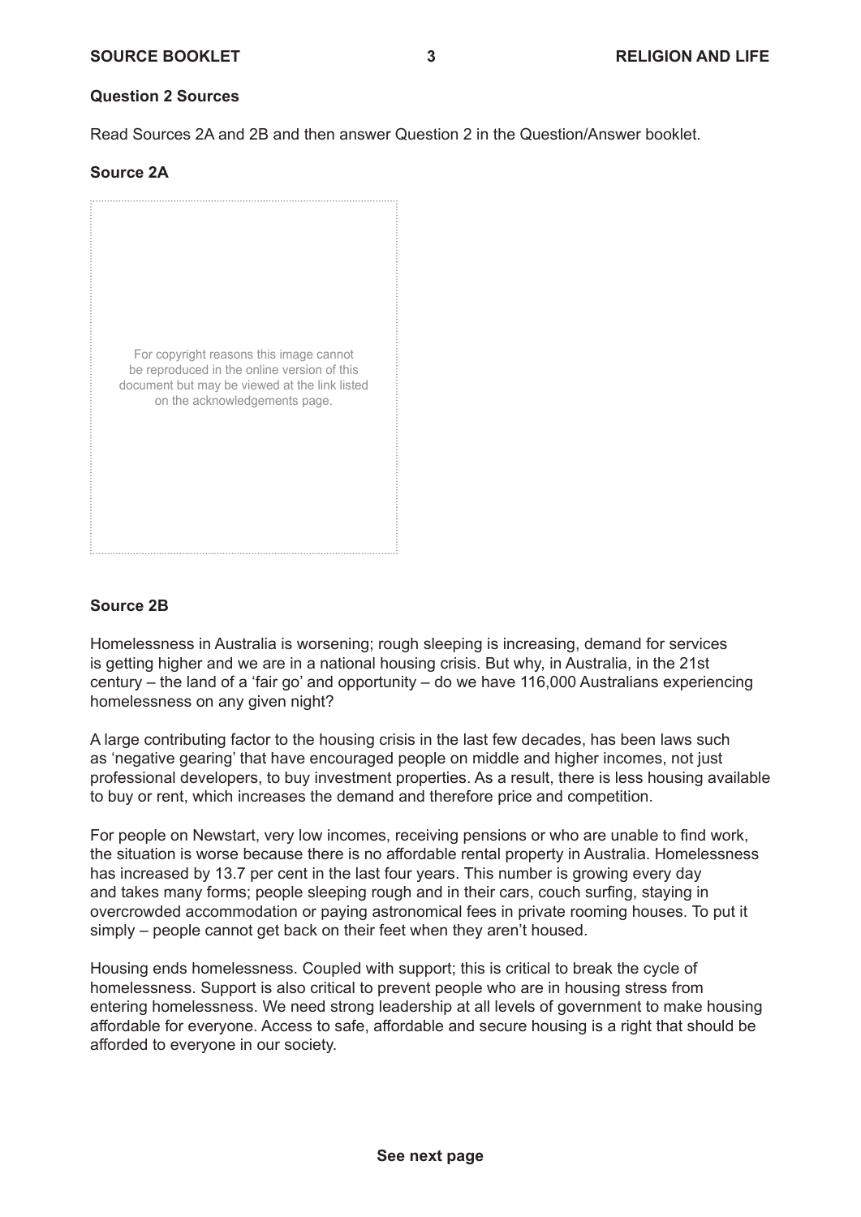### Question 2 Sources

Read Sources 2A and 2B and then answer Question 2 in the Question/Answer booklet.

#### Source 2A

For copyright reasons this image cannot be reproduced in the online version of this document but may be viewed at the link listed on the acknowledgements page.

#### Source 2B

Homelessness in Australia is worsening; rough sleeping is increasing, demand for services is getting higher and we are in a national housing crisis. But why, in Australia, in the 21st century – the land of a 'fair go' and opportunity – do we have 116,000 Australians experiencing homelessness on any given night?

A large contributing factor to the housing crisis in the last few decades, has been laws such as 'negative gearing' that have encouraged people on middle and higher incomes, not just professional developers, to buy investment properties. As a result, there is less housing available to buy or rent, which increases the demand and therefore price and competition.

For people on Newstart, very low incomes, receiving pensions or who are unable to find work, the situation is worse because there is no affordable rental property in Australia. Homelessness has increased by 13.7 per cent in the last four years. This number is growing every day and takes many forms; people sleeping rough and in their cars, couch surfing, staying in overcrowded accommodation or paying astronomical fees in private rooming houses. To put it simply – people cannot get back on their feet when they aren't housed.

Housing ends homelessness. Coupled with support; this is critical to break the cycle of homelessness. Support is also critical to prevent people who are in housing stress from entering homelessness. We need strong leadership at all levels of government to make housing affordable for everyone. Access to safe, affordable and secure housing is a right that should be afforded to everyone in our society.

**See next page**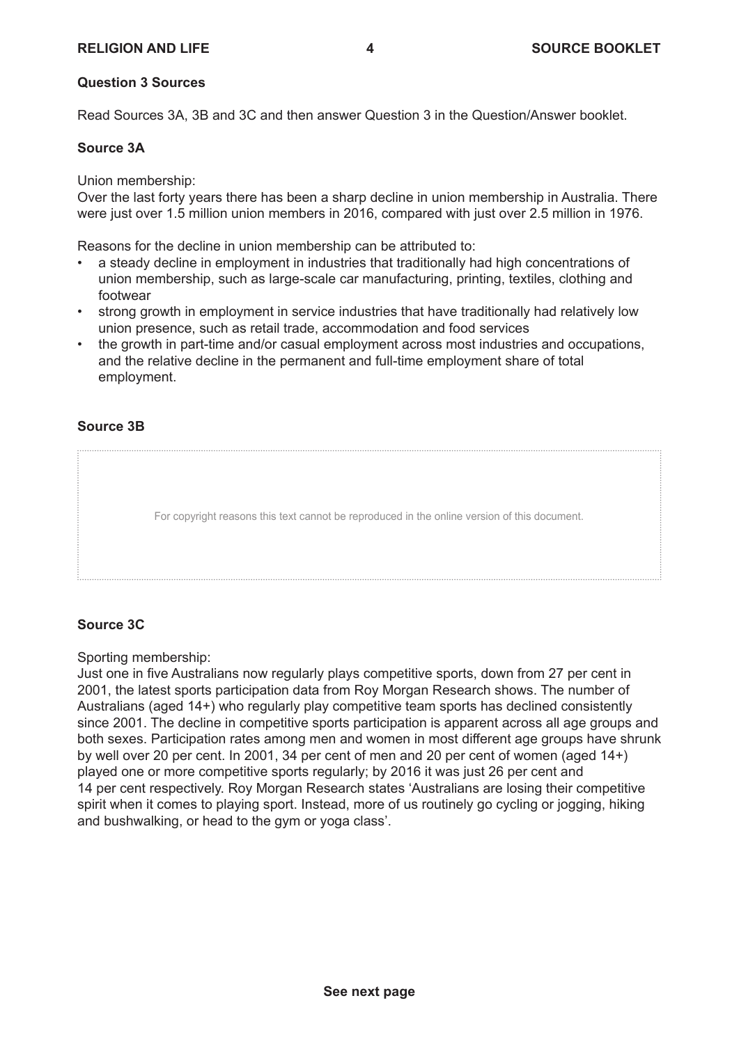## Question 3 Sources

Read Sources 3A, 3B and 3C and then answer Question 3 in the Question/Answer booklet.

### Source 3A

Union membership:
Over the last forty years there has been a sharp decline in union membership in Australia. There were just over 1.5 million union members in 2016, compared with just over 2.5 million in 1976.

Reasons for the decline in union membership can be attributed to:

- a steady decline in employment in industries that traditionally had high concentrations of union membership, such as large-scale car manufacturing, printing, textiles, clothing and footwear
- strong growth in employment in service industries that have traditionally had relatively low union presence, such as retail trade, accommodation and food services
- the growth in part-time and/or casual employment across most industries and occupations, and the relative decline in the permanent and full-time employment share of total employment.

### Source 3B

For copyright reasons this text cannot be reproduced in the online version of this document.

### Source 3C

Sporting membership:
Just one in five Australians now regularly plays competitive sports, down from 27 per cent in 2001, the latest sports participation data from Roy Morgan Research shows. The number of Australians (aged 14+) who regularly play competitive team sports has declined consistently since 2001. The decline in competitive sports participation is apparent across all age groups and both sexes. Participation rates among men and women in most different age groups have shrunk by well over 20 per cent. In 2001, 34 per cent of men and 20 per cent of women (aged 14+) played one or more competitive sports regularly; by 2016 it was just 26 per cent and 14 per cent respectively. Roy Morgan Research states 'Australians are losing their competitive spirit when it comes to playing sport. Instead, more of us routinely go cycling or jogging, hiking and bushwalking, or head to the gym or yoga class'.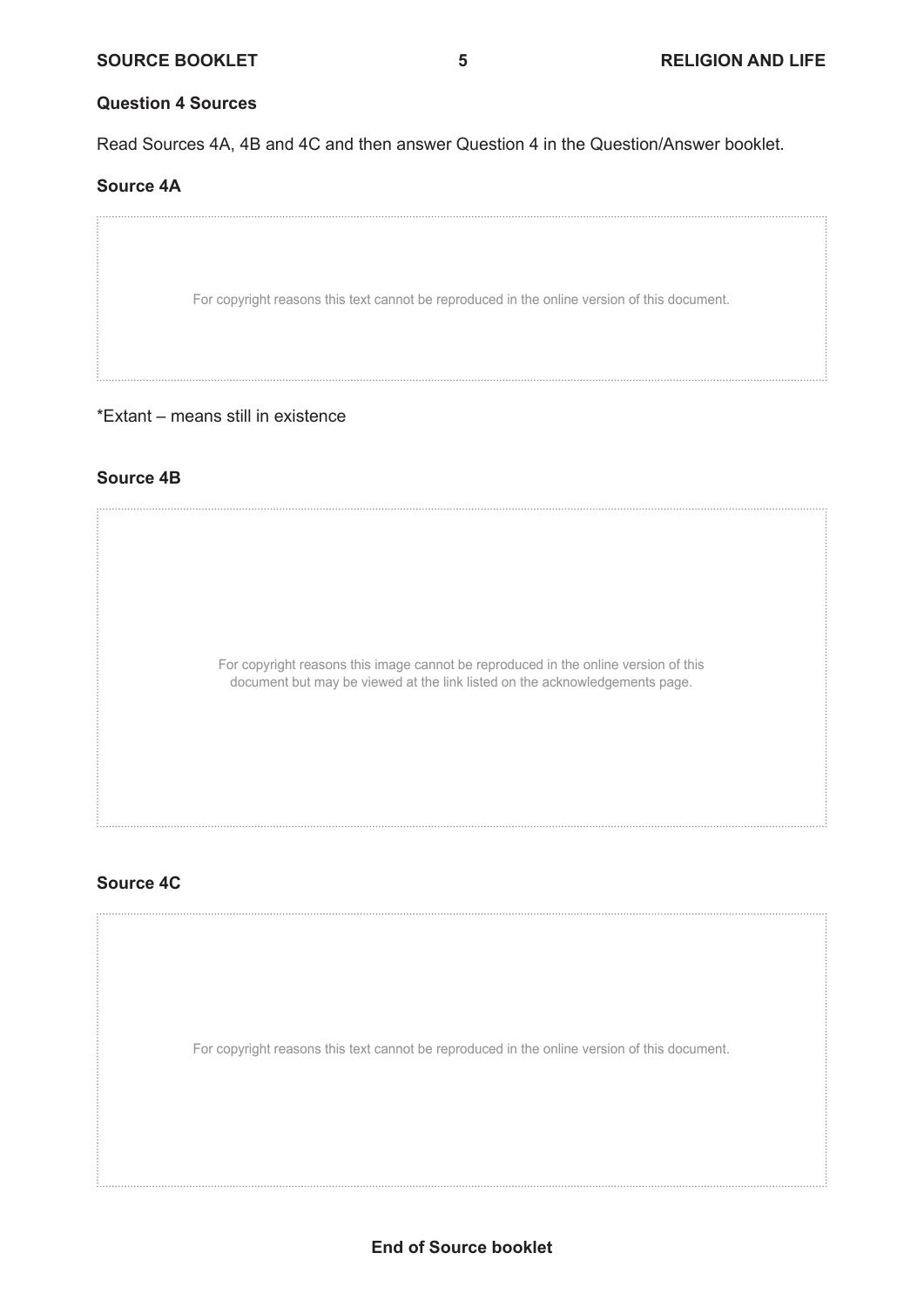**Question 4 Sources**

Read Sources 4A, 4B and 4C and then answer Question 4 in the Question/Answer booklet.

**Source 4A**

For copyright reasons this text cannot be reproduced in the online version of this document.

*Extant – means still in existence

**Source 4B**

For copyright reasons this image cannot be reproduced in the online version of this document but may be viewed at the link listed on the acknowledgements page.

**Source 4C**

For copyright reasons this text cannot be reproduced in the online version of this document.

**End of Source booklet**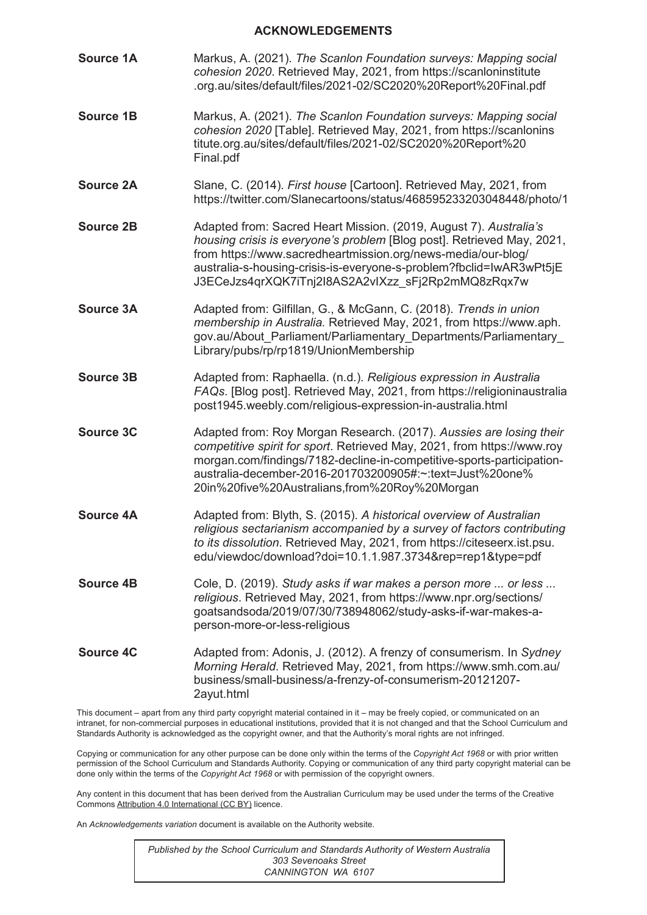# ACKNOWLEDGEMENTS

**Source 1A** Markus, A. (2021). *The Scanlon Foundation surveys: Mapping social cohesion 2020*. Retrieved May, 2021, from https://scanloninstitute.org.au/sites/default/files/2021-02/SC2020%20Report%20Final.pdf

**Source 1B** Markus, A. (2021). *The Scanlon Foundation surveys: Mapping social cohesion 2020* [Table]. Retrieved May, 2021, from https://scanlonins titute.org.au/sites/default/files/2021-02/SC2020%20Report%20 Final.pdf

**Source 2A** Slane, C. (2014). *First house* [Cartoon]. Retrieved May, 2021, from https://twitter.com/Slanecartoons/status/468595233203048448/photo/1

**Source 2B** Adapted from: Sacred Heart Mission. (2019, August 7). *Australia's housing crisis is everyone's problem* [Blog post]. Retrieved May, 2021, from https://www.sacredheartmission.org/news-media/our-blog/australia-s-housing-crisis-is-everyone-s-problem?fbclid=IwAR3wPt5jEJ3ECeJzs4qrXQK7iTnj2I8AS2A2vIXzz_sFj2Rp2mMQ8zRqx7w

**Source 3A** Adapted from: Gilfillan, G., & McGann, C. (2018). *Trends in union membership in Australia*. Retrieved May, 2021, from https://www.aph.gov.au/About_Parliament/Parliamentary_Departments/Parliamentary_Library/pubs/rp/rp1819/UnionMembership

**Source 3B** Adapted from: Raphaella. (n.d.). *Religious expression in Australia FAQs*. [Blog post]. Retrieved May, 2021, from https://religioninaustralia post1945.weebly.com/religious-expression-in-australia.html

**Source 3C** Adapted from: Roy Morgan Research. (2017). *Aussies are losing their competitive spirit for sport*. Retrieved May, 2021, from https://www.roy morgan.com/findings/7182-decline-in-competitive-sports-participation-australia-december-2016-201703200905#:~:text=Just%20one%20in%20five%20Australians,from%20Roy%20Morgan

**Source 4A** Adapted from: Blyth, S. (2015). *A historical overview of Australian religious sectarianism accompanied by a survey of factors contributing to its dissolution*. Retrieved May, 2021, from https://citeseerx.ist.psu.edu/viewdoc/download?doi=10.1.1.987.3734&rep=rep1&type=pdf

**Source 4B** Cole, D. (2019). *Study asks if war makes a person more ... or less ... religious*. Retrieved May, 2021, from https://www.npr.org/sections/goatsandsoda/2019/07/30/738948062/study-asks-if-war-makes-a-person-more-or-less-religious

**Source 4C** Adapted from: Adonis, J. (2012). A frenzy of consumerism. In *Sydney Morning Herald*. Retrieved May, 2021, from https://www.smh.com.au/business/small-business/a-frenzy-of-consumerism-20121207-2ayut.html

This document – apart from any third party copyright material contained in it – may be freely copied, or communicated on an intranet, for non-commercial purposes in educational institutions, provided that it is not changed and that the School Curriculum and Standards Authority is acknowledged as the copyright owner, and that the Authority's moral rights are not infringed.

Copying or communication for any other purpose can be done only within the terms of the *Copyright Act 1968* or with prior written permission of the School Curriculum and Standards Authority. Copying or communication of any third party copyright material can be done only within the terms of the *Copyright Act 1968* or with permission of the copyright owners.

Any content in this document that has been derived from the Australian Curriculum may be used under the terms of the Creative Commons Attribution 4.0 International (CC BY) licence.

An *Acknowledgements variation* document is available on the Authority website.

*Published by the School Curriculum and Standards Authority of Western Australia*
*303 Sevenoaks Street*
*CANNINGTON WA 6107*